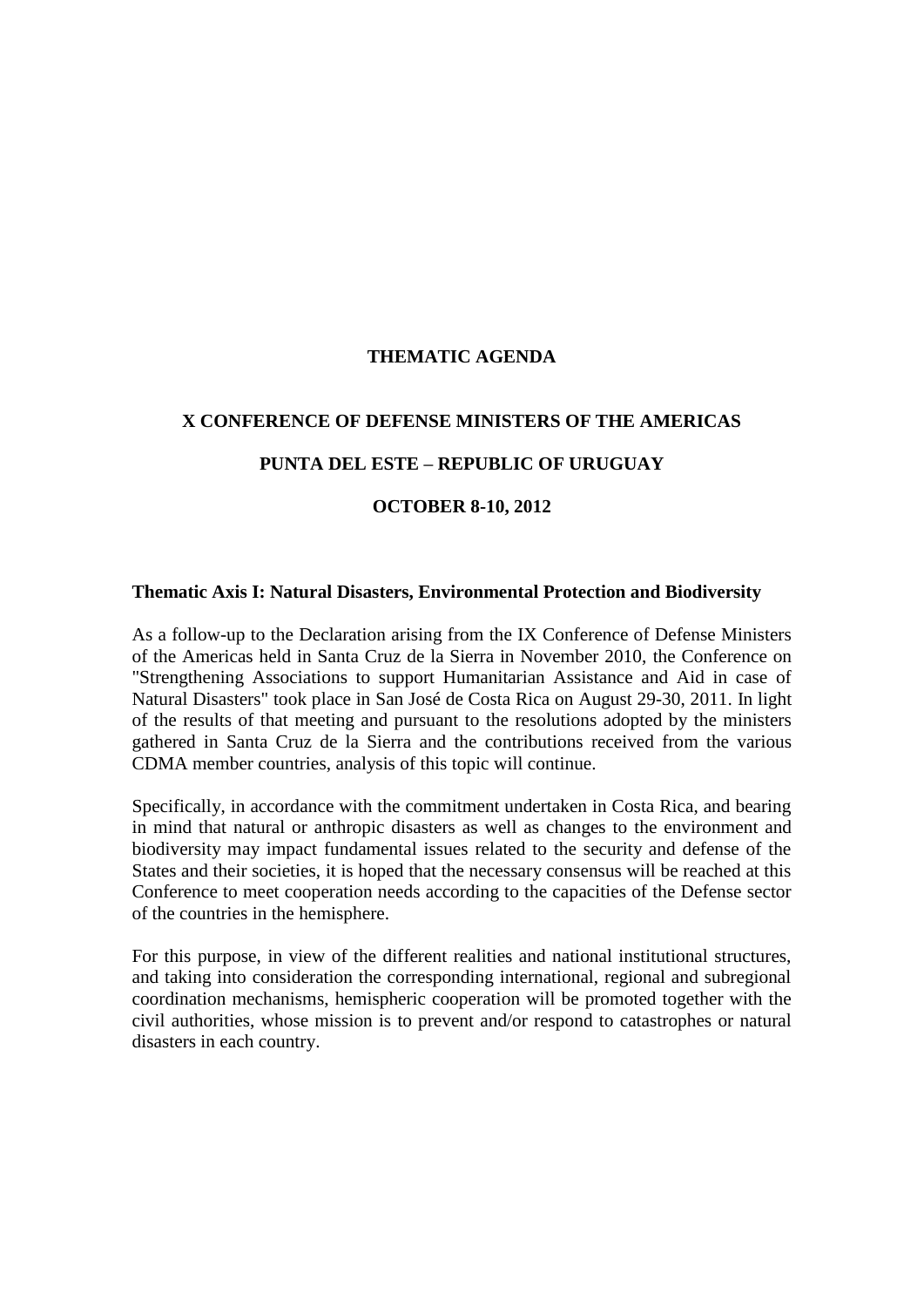# THEMATIC AGENDA

## X CONFERENCE OF DEFENSE MINISTERS OF THE AMERICAS

## PUNTA DEL ESTE – REPUBLIC OF URUGUAY

## OCTOBER 8-10, 2012

**Thematic Axis I: Natural Disasters, Environmental Protection and Biodiversity**

As a follow-up to the Declaration arising from the IX Conference of Defense Ministers of the Americas held in Santa Cruz de la Sierra in November 2010, the Conference on "Strengthening Associations to support Humanitarian Assistance and Aid in case of Natural Disasters" took place in San José de Costa Rica on August 29-30, 2011. In light of the results of that meeting and pursuant to the resolutions adopted by the ministers gathered in Santa Cruz de la Sierra and the contributions received from the various CDMA member countries, analysis of this topic will continue.

Specifically, in accordance with the commitment undertaken in Costa Rica, and bearing in mind that natural or anthropic disasters as well as changes to the environment and biodiversity may impact fundamental issues related to the security and defense of the States and their societies, it is hoped that the necessary consensus will be reached at this Conference to meet cooperation needs according to the capacities of the Defense sector of the countries in the hemisphere.

For this purpose, in view of the different realities and national institutional structures, and taking into consideration the corresponding international, regional and subregional coordination mechanisms, hemispheric cooperation will be promoted together with the civil authorities, whose mission is to prevent and/or respond to catastrophes or natural disasters in each country.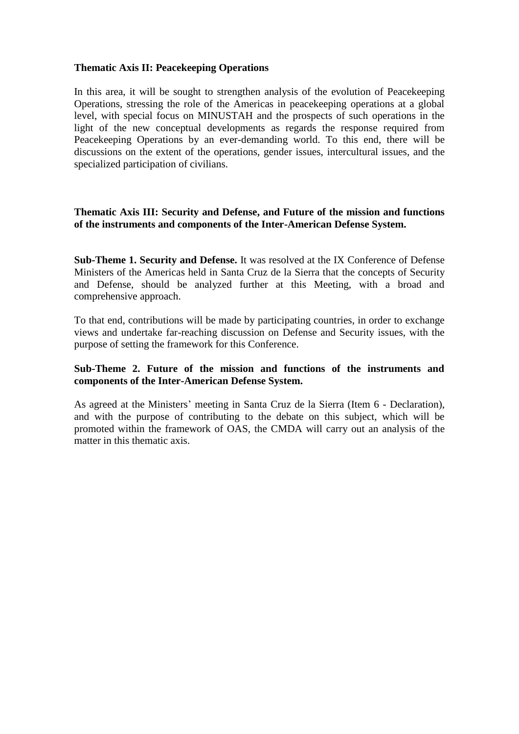**Thematic Axis II: Peacekeeping Operations**

In this area, it will be sought to strengthen analysis of the evolution of Peacekeeping Operations, stressing the role of the Americas in peacekeeping operations at a global level, with special focus on MINUSTAH and the prospects of such operations in the light of the new conceptual developments as regards the response required from Peacekeeping Operations by an ever-demanding world. To this end, there will be discussions on the extent of the operations, gender issues, intercultural issues, and the specialized participation of civilians.

**Thematic Axis III: Security and Defense, and Future of the mission and functions of the instruments and components of the Inter-American Defense System.**

**Sub-Theme 1. Security and Defense.** It was resolved at the IX Conference of Defense Ministers of the Americas held in Santa Cruz de la Sierra that the concepts of Security and Defense, should be analyzed further at this Meeting, with a broad and comprehensive approach.

To that end, contributions will be made by participating countries, in order to exchange views and undertake far-reaching discussion on Defense and Security issues, with the purpose of setting the framework for this Conference.

**Sub-Theme 2. Future of the mission and functions of the instruments and components of the Inter-American Defense System.**

As agreed at the Ministers' meeting in Santa Cruz de la Sierra (Item 6 - Declaration), and with the purpose of contributing to the debate on this subject, which will be promoted within the framework of OAS, the CMDA will carry out an analysis of the matter in this thematic axis.